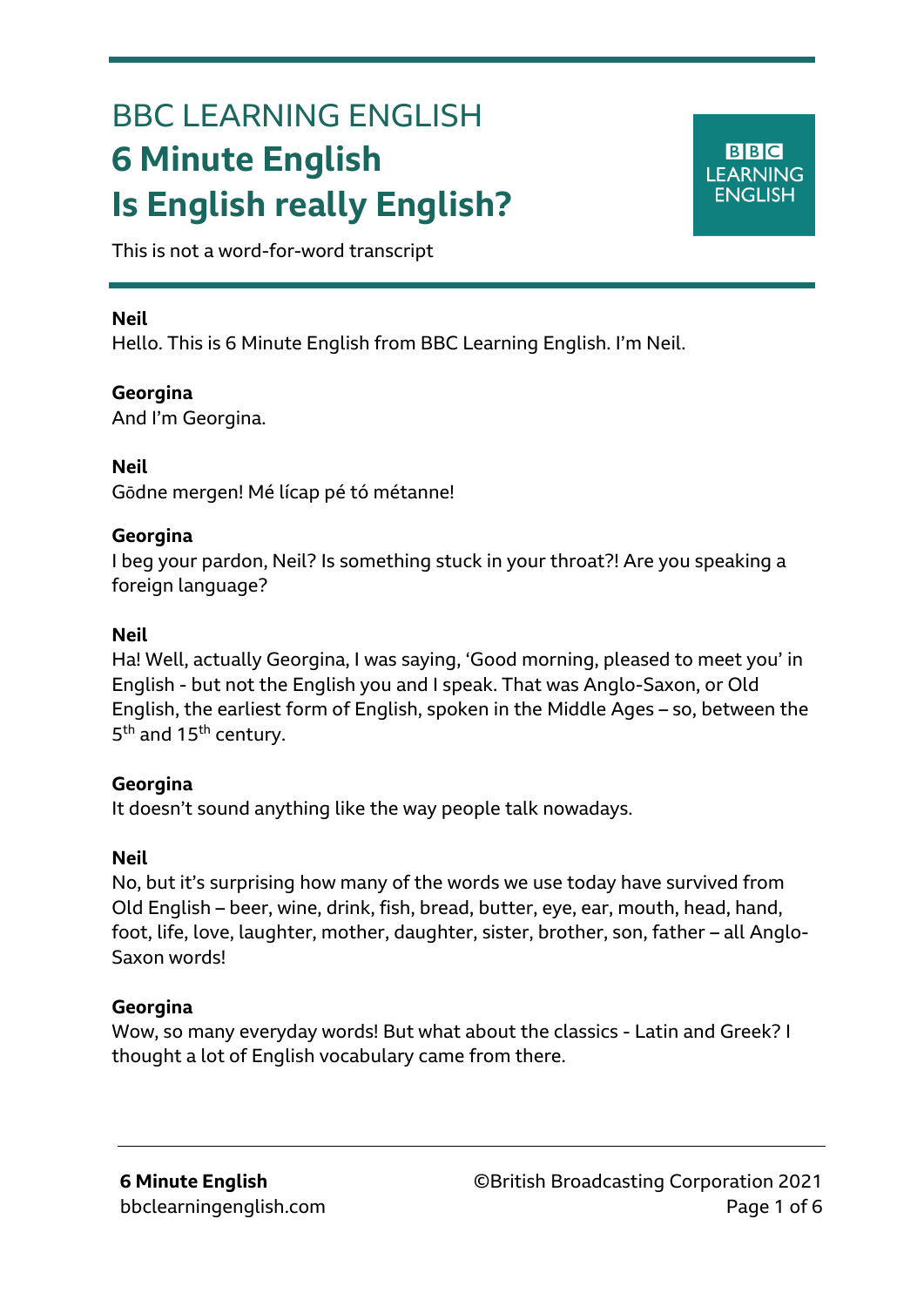# BBC LEARNING ENGLISH

# 6 Minute English

# Is English really English?

This is not a word-for-word transcript

**Neil**
Hello. This is 6 Minute English from BBC Learning English. I'm Neil.

**Georgina**
And I'm Georgina.

**Neil**
Gōdne mergen! Mé lícap pé tó métanne!

**Georgina**
I beg your pardon, Neil? Is something stuck in your throat?! Are you speaking a foreign language?

**Neil**
Ha! Well, actually Georgina, I was saying, 'Good morning, pleased to meet you' in English - but not the English you and I speak. That was Anglo-Saxon, or Old English, the earliest form of English, spoken in the Middle Ages – so, between the 5th and 15th century.

**Georgina**
It doesn't sound anything like the way people talk nowadays.

**Neil**
No, but it's surprising how many of the words we use today have survived from Old English – beer, wine, drink, fish, bread, butter, eye, ear, mouth, head, hand, foot, life, love, laughter, mother, daughter, sister, brother, son, father – all Anglo-Saxon words!

**Georgina**
Wow, so many everyday words! But what about the classics - Latin and Greek? I thought a lot of English vocabulary came from there.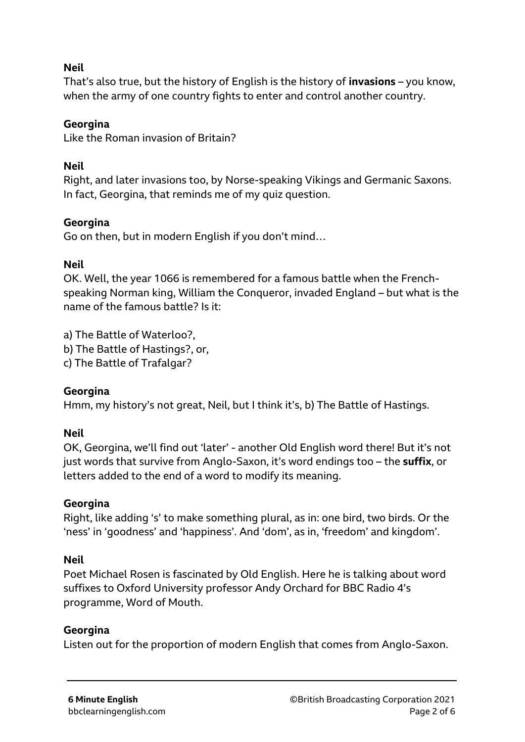**Neil**

That's also true, but the history of English is the history of **invasions** – you know, when the army of one country fights to enter and control another country.

**Georgina**

Like the Roman invasion of Britain?

**Neil**

Right, and later invasions too, by Norse-speaking Vikings and Germanic Saxons. In fact, Georgina, that reminds me of my quiz question.

**Georgina**

Go on then, but in modern English if you don't mind…

**Neil**

OK. Well, the year 1066 is remembered for a famous battle when the French-speaking Norman king, William the Conqueror, invaded England – but what is the name of the famous battle? Is it:

a) The Battle of Waterloo?,
b) The Battle of Hastings?, or,
c) The Battle of Trafalgar?

**Georgina**

Hmm, my history's not great, Neil, but I think it's, b) The Battle of Hastings.

**Neil**

OK, Georgina, we'll find out 'later' - another Old English word there! But it's not just words that survive from Anglo-Saxon, it's word endings too – the **suffix**, or letters added to the end of a word to modify its meaning.

**Georgina**

Right, like adding 's' to make something plural, as in: one bird, two birds. Or the 'ness' in 'goodness' and 'happiness'. And 'dom', as in, 'freedom' and kingdom'.

**Neil**

Poet Michael Rosen is fascinated by Old English. Here he is talking about word suffixes to Oxford University professor Andy Orchard for BBC Radio 4's programme, Word of Mouth.

**Georgina**

Listen out for the proportion of modern English that comes from Anglo-Saxon.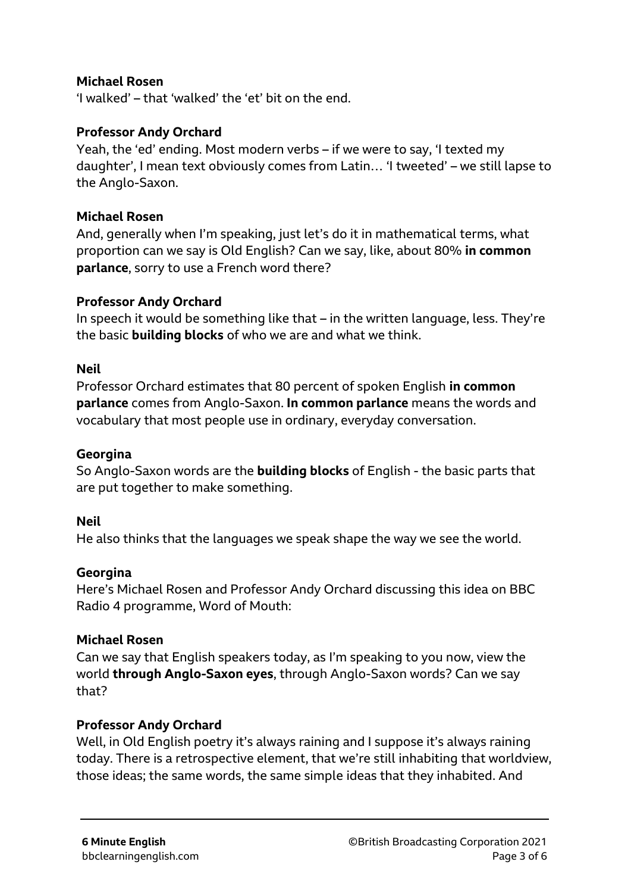**Michael Rosen**
'I walked' – that 'walked' the 'et' bit on the end.

**Professor Andy Orchard**
Yeah, the 'ed' ending. Most modern verbs – if we were to say, 'I texted my daughter', I mean text obviously comes from Latin… 'I tweeted' – we still lapse to the Anglo-Saxon.

**Michael Rosen**
And, generally when I'm speaking, just let's do it in mathematical terms, what proportion can we say is Old English? Can we say, like, about 80% **in common parlance**, sorry to use a French word there?

**Professor Andy Orchard**
In speech it would be something like that – in the written language, less. They're the basic **building blocks** of who we are and what we think.

**Neil**
Professor Orchard estimates that 80 percent of spoken English **in common parlance** comes from Anglo-Saxon. **In common parlance** means the words and vocabulary that most people use in ordinary, everyday conversation.

**Georgina**
So Anglo-Saxon words are the **building blocks** of English - the basic parts that are put together to make something.

**Neil**
He also thinks that the languages we speak shape the way we see the world.

**Georgina**
Here's Michael Rosen and Professor Andy Orchard discussing this idea on BBC Radio 4 programme, Word of Mouth:

**Michael Rosen**
Can we say that English speakers today, as I'm speaking to you now, view the world **through Anglo-Saxon eyes**, through Anglo-Saxon words? Can we say that?

**Professor Andy Orchard**
Well, in Old English poetry it's always raining and I suppose it's always raining today. There is a retrospective element, that we're still inhabiting that worldview, those ideas; the same words, the same simple ideas that they inhabited. And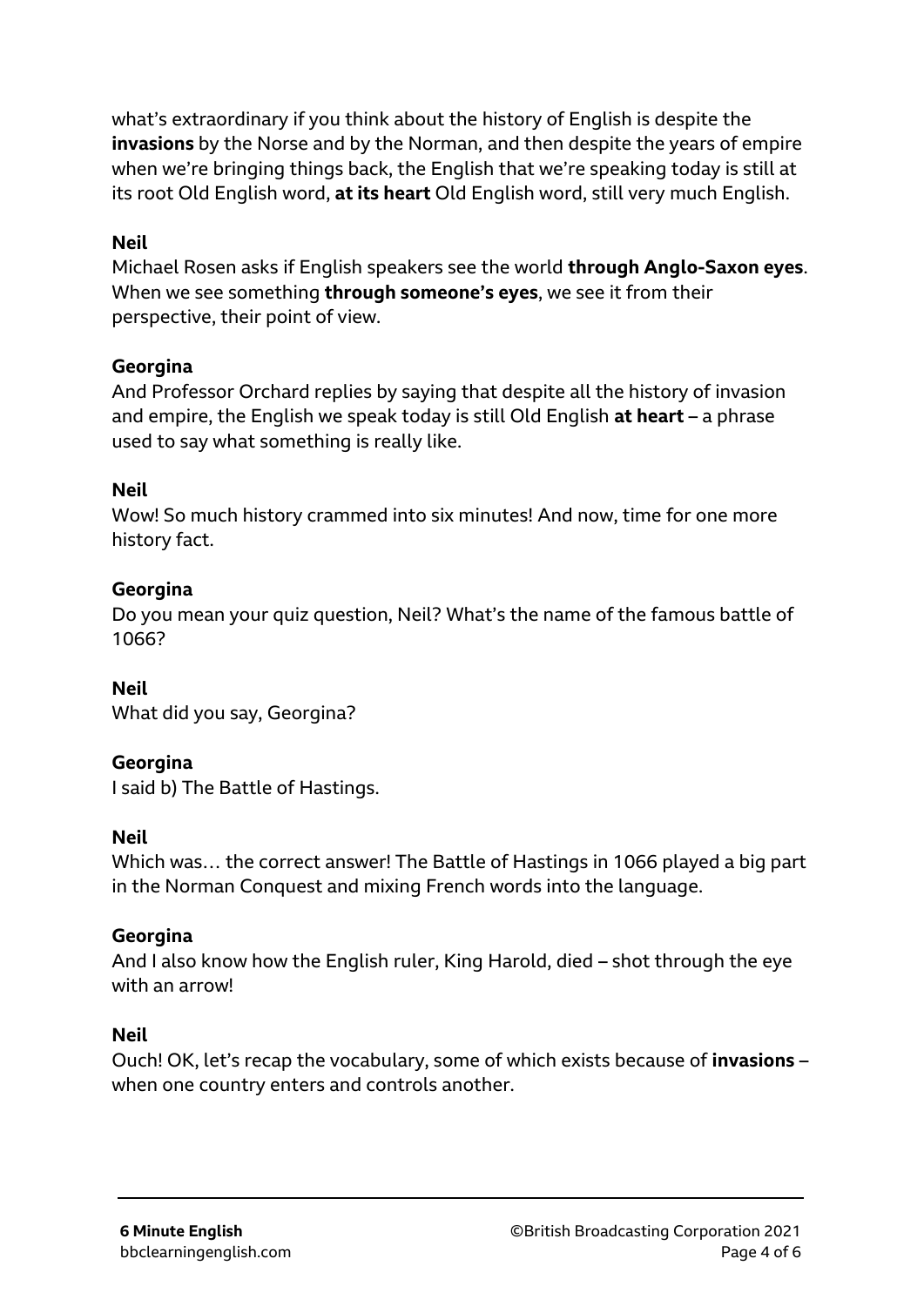what's extraordinary if you think about the history of English is despite the **invasions** by the Norse and by the Norman, and then despite the years of empire when we're bringing things back, the English that we're speaking today is still at its root Old English word, **at its heart** Old English word, still very much English.

**Neil**
Michael Rosen asks if English speakers see the world **through Anglo-Saxon eyes**. When we see something **through someone's eyes**, we see it from their perspective, their point of view.

**Georgina**
And Professor Orchard replies by saying that despite all the history of invasion and empire, the English we speak today is still Old English **at heart** – a phrase used to say what something is really like.

**Neil**
Wow! So much history crammed into six minutes! And now, time for one more history fact.

**Georgina**
Do you mean your quiz question, Neil? What's the name of the famous battle of 1066?

**Neil**
What did you say, Georgina?

**Georgina**
I said b) The Battle of Hastings.

**Neil**
Which was… the correct answer! The Battle of Hastings in 1066 played a big part in the Norman Conquest and mixing French words into the language.

**Georgina**
And I also know how the English ruler, King Harold, died – shot through the eye with an arrow!

**Neil**
Ouch! OK, let's recap the vocabulary, some of which exists because of **invasions** – when one country enters and controls another.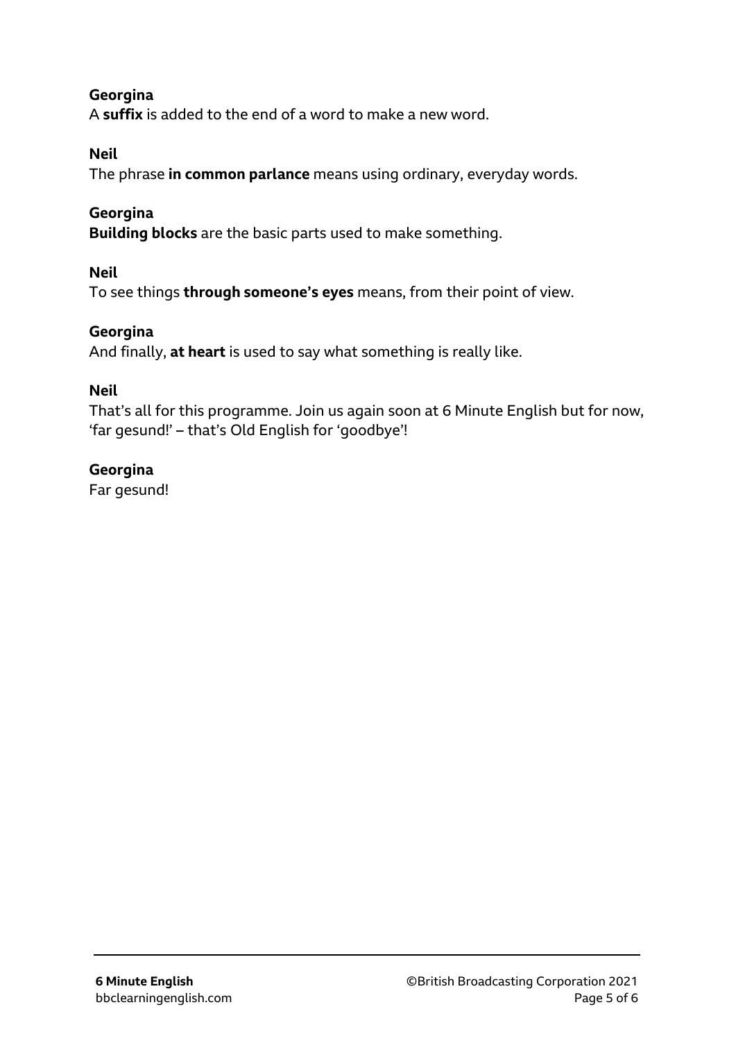**Georgina**
A **suffix** is added to the end of a word to make a new word.

**Neil**
The phrase **in common parlance** means using ordinary, everyday words.

**Georgina**
**Building blocks** are the basic parts used to make something.

**Neil**
To see things **through someone's eyes** means, from their point of view.

**Georgina**
And finally, **at heart** is used to say what something is really like.

**Neil**
That's all for this programme. Join us again soon at 6 Minute English but for now, 'far gesund!' – that's Old English for 'goodbye'!

**Georgina**
Far gesund!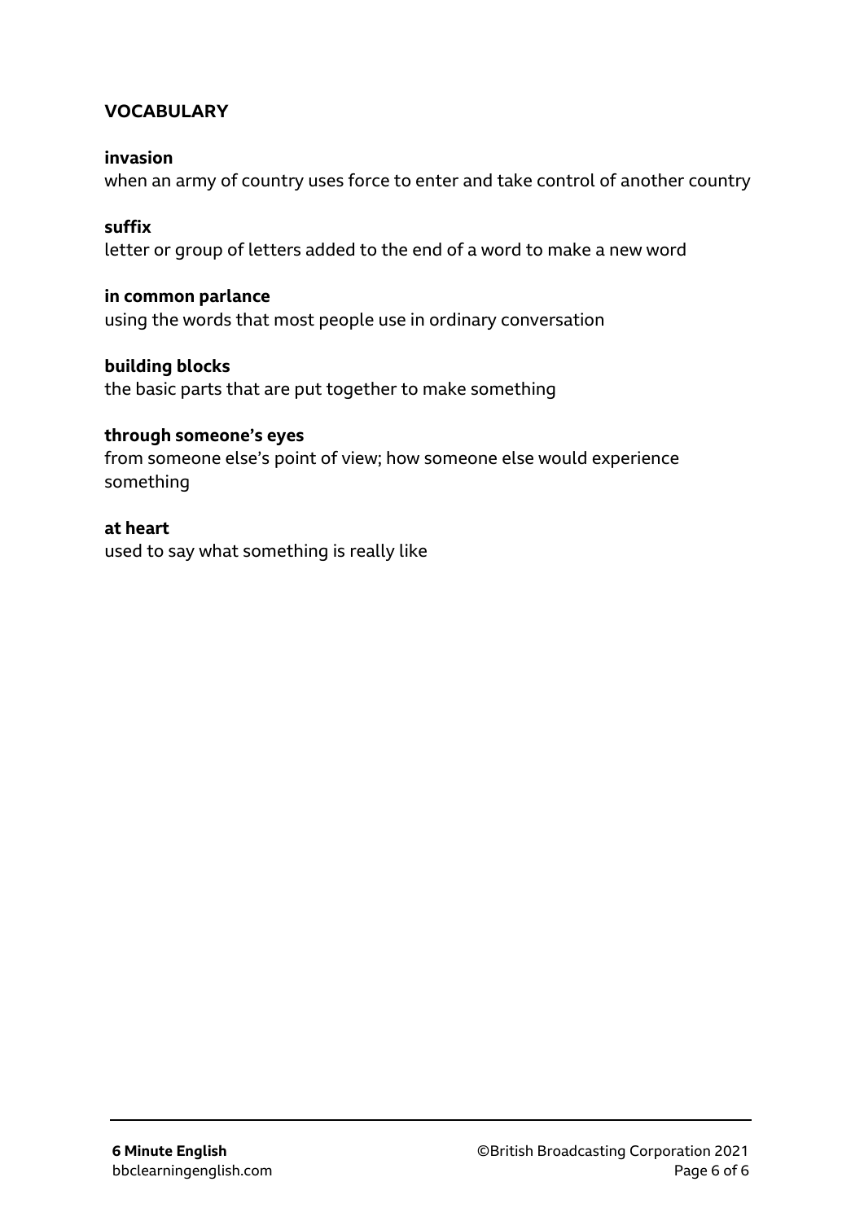## VOCABULARY

**invasion**
when an army of country uses force to enter and take control of another country

**suffix**
letter or group of letters added to the end of a word to make a new word

**in common parlance**
using the words that most people use in ordinary conversation

**building blocks**
the basic parts that are put together to make something

**through someone's eyes**
from someone else's point of view; how someone else would experience something

**at heart**
used to say what something is really like